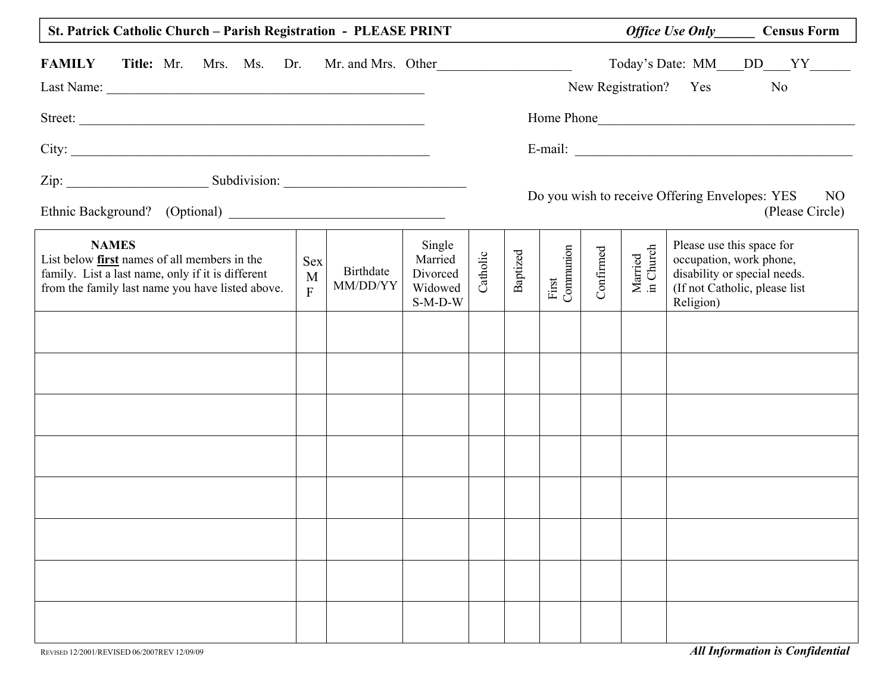**St. Patrick Catholic Church – Parish Registration - PLEASE PRINT** *Office Use Only*______ **Census Form**

**FAMILY** **Title:** Mr. Mrs. Ms. Dr. Mr. and Mrs. Other____________________ Today's Date: MM____DD____YY______

Last Name: ________________________________________________ New Registration? Yes No

Street: ____________________________________________________ Home Phone_____________________________________

City: ______________________________________________________ E-mail: __________________________________________

Zip: _____________________ Subdivision: ___________________________

Do you wish to receive Offering Envelopes: YES NO (Please Circle)

Ethnic Background? (Optional) ________________________________

| **NAMES** List below **first** names of all members in the family. List a last name, only if it is different from the family last name you have listed above. | Sex M F | Birthdate MM/DD/YY | Single Married Divorced Widowed S-M-D-W | Catholic | Baptized | First Communion | Confirmed | Married in Church | Please use this space for occupation, work phone, disability or special needs. (If not Catholic, please list Religion) |
|---|---|---|---|---|---|---|---|---|---|
| | | | | | | | | | |
| | | | | | | | | | |
| | | | | | | | | | |
| | | | | | | | | | |
| | | | | | | | | | |
| | | | | | | | | | |
| | | | | | | | | | |
| | | | | | | | | | |

REVISED 12/2001/REVISED 06/2007REV 12/09/09

***All Information is Confidential***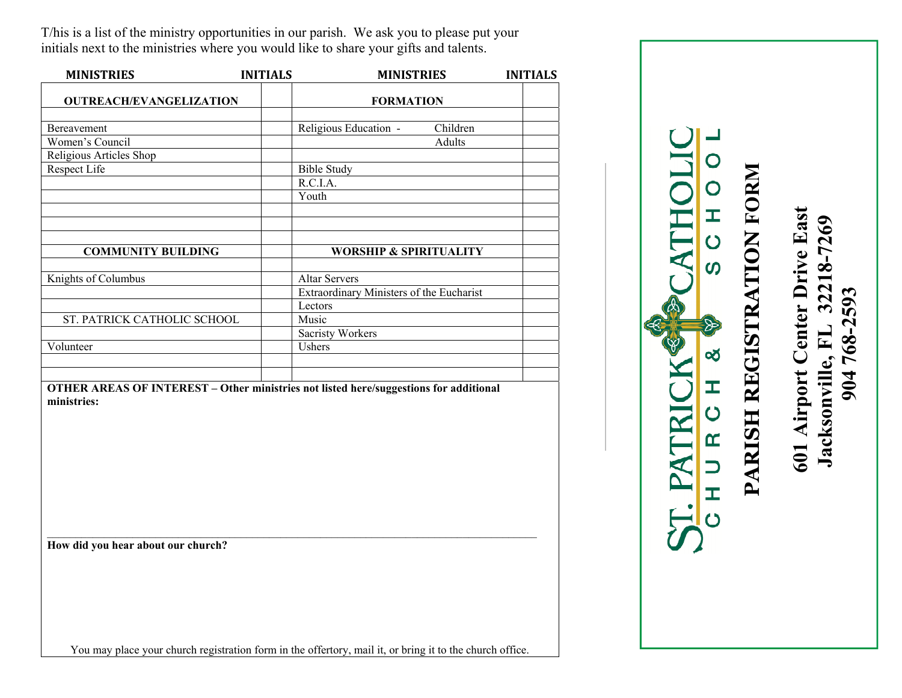T/his is a list of the ministry opportunities in our parish. We ask you to please put your initials next to the ministries where you would like to share your gifts and talents.

| MINISTRIES | INITIALS | MINISTRIES | INITIALS |
|---|---|---|---|
| **OUTREACH/EVANGELIZATION** | | **FORMATION** | |
| | | | |
| Bereavement | | Religious Education - Children | |
| Women's Council | | Adults | |
| Religious Articles Shop | | | |
| Respect Life | | Bible Study | |
| | | R.C.I.A. | |
| | | Youth | |
| | | | |
| | | | |
| | | | |
| **COMMUNITY BUILDING** | | **WORSHIP & SPIRITUALITY** | |
| | | | |
| Knights of Columbus | | Altar Servers | |
| | | Extraordinary Ministers of the Eucharist | |
| | | Lectors | |
| ST. PATRICK CATHOLIC SCHOOL | | Music | |
| | | Sacristy Workers | |
| Volunteer | | Ushers | |
| | | | |
| | | | |

**OTHER AREAS OF INTEREST – Other ministries not listed here/suggestions for additional ministries:**

**How did you hear about our church?**

You may place your church registration form in the offertory, mail it, or bring it to the church office.

ST. PATRICK CATHOLIC CHURCH & SCHOOL

# PARISH REGISTRATION FORM

**601 Airport Center Drive East**
**Jacksonville, FL 32218-7269**
**904 768-2593**